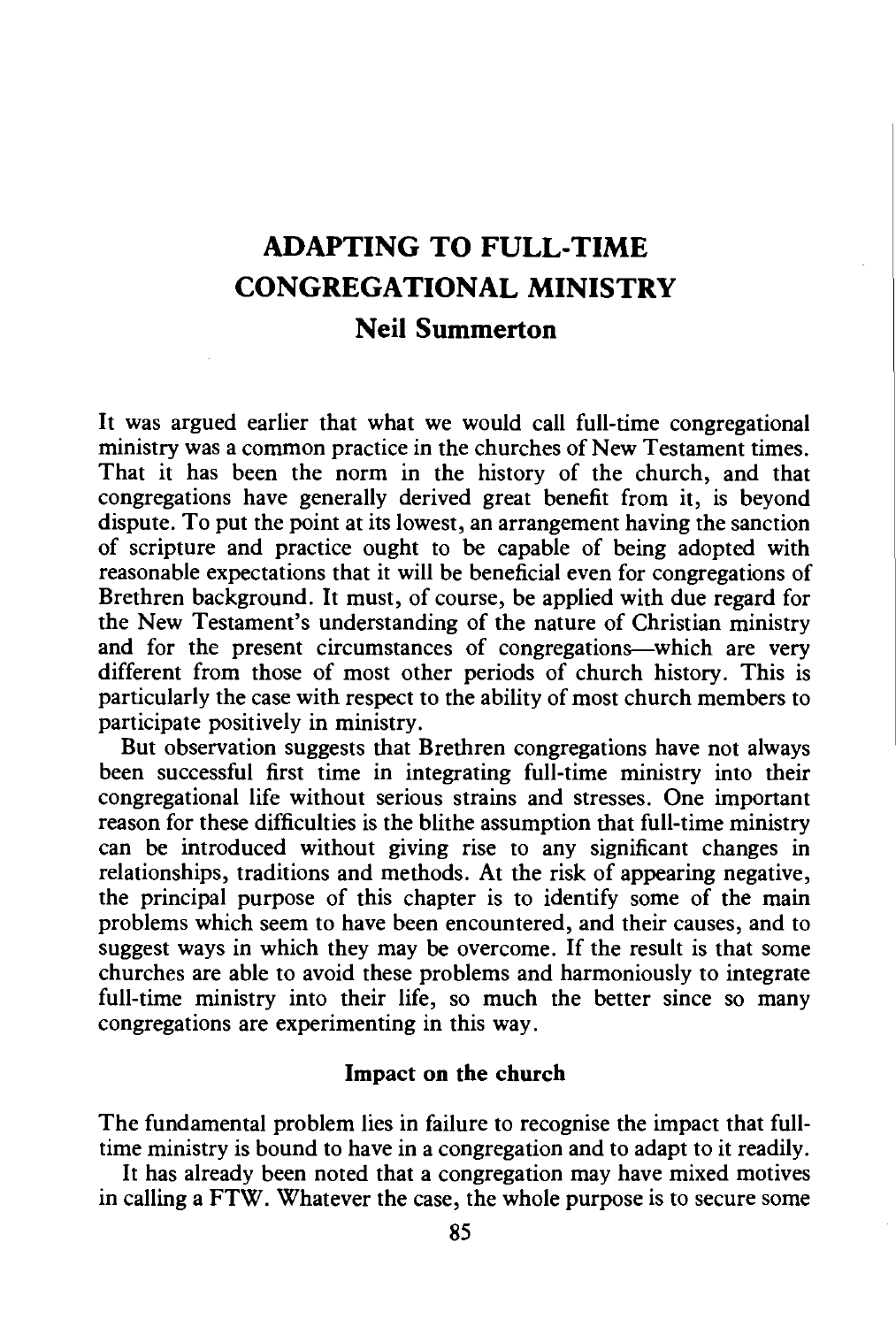# ADAPTING TO FULL-TIME CONGREGATIONAL MINISTRY

## Neil Summerton

It was argued earlier that what we would call full-time congregational ministry was a common practice in the churches of New Testament times. That it has been the norm in the history of the church, and that congregations have generally derived great benefit from it, is beyond dispute. To put the point at its lowest, an arrangement having the sanction of scripture and practice ought to be capable of being adopted with reasonable expectations that it will be beneficial even for congregations of Brethren background. It must, of course, be applied with due regard for the New Testament's understanding of the nature of Christian ministry and for the present circumstances of congregations—which are very different from those of most other periods of church history. This is particularly the case with respect to the ability of most church members to participate positively in ministry.

But observation suggests that Brethren congregations have not always been successful first time in integrating full-time ministry into their congregational life without serious strains and stresses. One important reason for these difficulties is the blithe assumption that full-time ministry can be introduced without giving rise to any significant changes in relationships, traditions and methods. At the risk of appearing negative, the principal purpose of this chapter is to identify some of the main problems which seem to have been encountered, and their causes, and to suggest ways in which they may be overcome. If the result is that some churches are able to avoid these problems and harmoniously to integrate full-time ministry into their life, so much the better since so many congregations are experimenting in this way.

### Impact on the church

The fundamental problem lies in failure to recognise the impact that full-time ministry is bound to have in a congregation and to adapt to it readily.

It has already been noted that a congregation may have mixed motives in calling a FTW. Whatever the case, the whole purpose is to secure some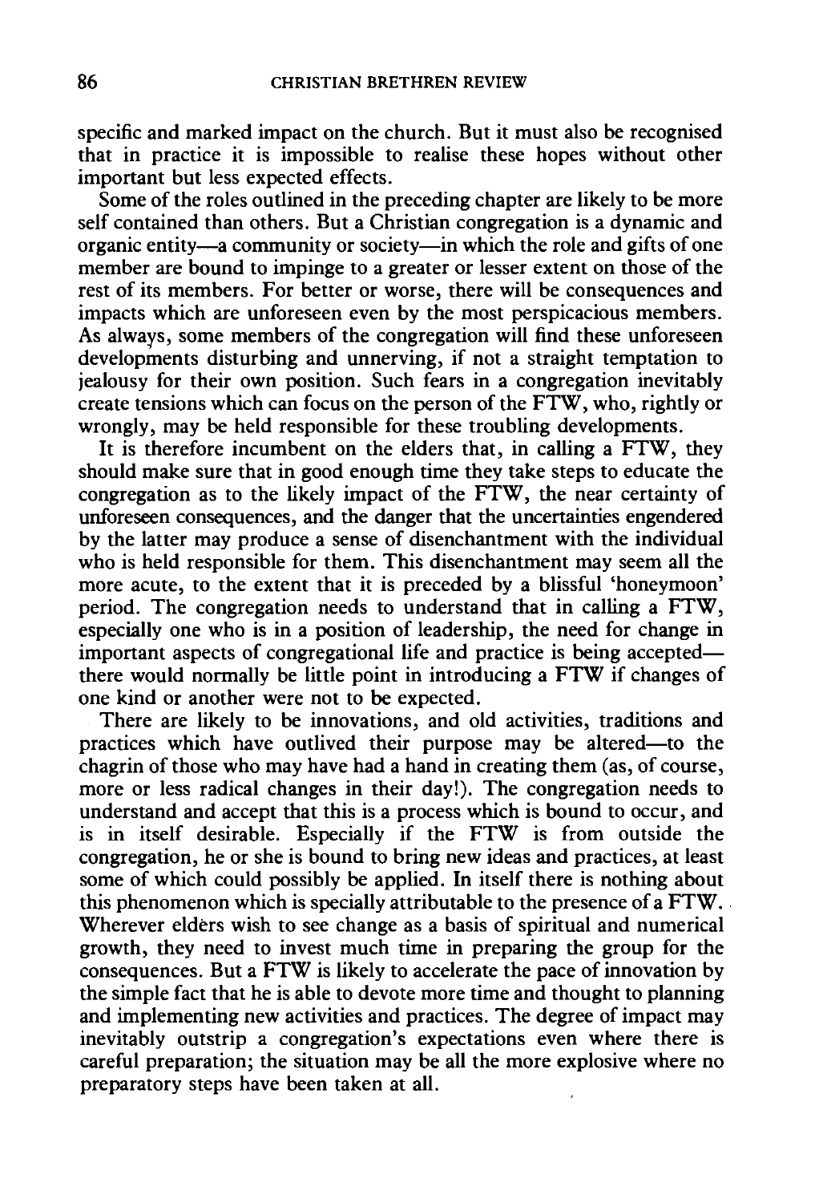specific and marked impact on the church. But it must also be recognised that in practice it is impossible to realise these hopes without other important but less expected effects.

Some of the roles outlined in the preceding chapter are likely to be more self contained than others. But a Christian congregation is a dynamic and organic entity—a community or society—in which the role and gifts of one member are bound to impinge to a greater or lesser extent on those of the rest of its members. For better or worse, there will be consequences and impacts which are unforeseen even by the most perspicacious members. As always, some members of the congregation will find these unforeseen developments disturbing and unnerving, if not a straight temptation to jealousy for their own position. Such fears in a congregation inevitably create tensions which can focus on the person of the FTW, who, rightly or wrongly, may be held responsible for these troubling developments.

It is therefore incumbent on the elders that, in calling a FTW, they should make sure that in good enough time they take steps to educate the congregation as to the likely impact of the FTW, the near certainty of unforeseen consequences, and the danger that the uncertainties engendered by the latter may produce a sense of disenchantment with the individual who is held responsible for them. This disenchantment may seem all the more acute, to the extent that it is preceded by a blissful 'honeymoon' period. The congregation needs to understand that in calling a FTW, especially one who is in a position of leadership, the need for change in important aspects of congregational life and practice is being accepted—there would normally be little point in introducing a FTW if changes of one kind or another were not to be expected.

There are likely to be innovations, and old activities, traditions and practices which have outlived their purpose may be altered—to the chagrin of those who may have had a hand in creating them (as, of course, more or less radical changes in their day!). The congregation needs to understand and accept that this is a process which is bound to occur, and is in itself desirable. Especially if the FTW is from outside the congregation, he or she is bound to bring new ideas and practices, at least some of which could possibly be applied. In itself there is nothing about this phenomenon which is specially attributable to the presence of a FTW. Wherever elders wish to see change as a basis of spiritual and numerical growth, they need to invest much time in preparing the group for the consequences. But a FTW is likely to accelerate the pace of innovation by the simple fact that he is able to devote more time and thought to planning and implementing new activities and practices. The degree of impact may inevitably outstrip a congregation's expectations even where there is careful preparation; the situation may be all the more explosive where no preparatory steps have been taken at all.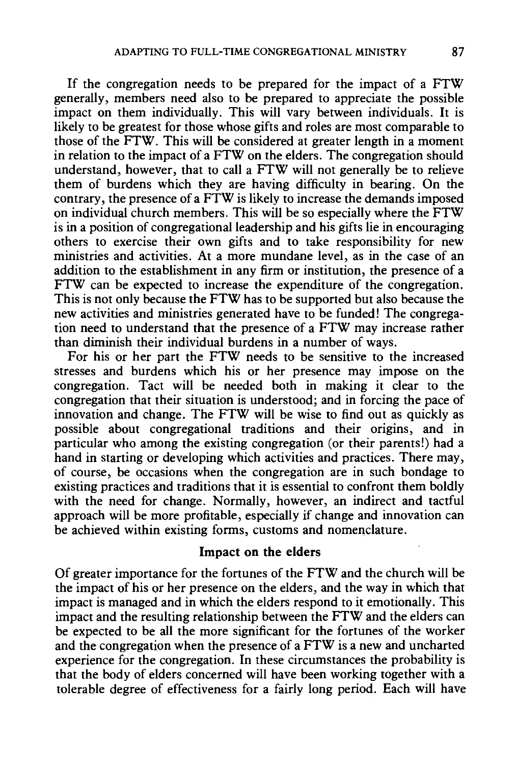If the congregation needs to be prepared for the impact of a FTW generally, members need also to be prepared to appreciate the possible impact on them individually. This will vary between individuals. It is likely to be greatest for those whose gifts and roles are most comparable to those of the FTW. This will be considered at greater length in a moment in relation to the impact of a FTW on the elders. The congregation should understand, however, that to call a FTW will not generally be to relieve them of burdens which they are having difficulty in bearing. On the contrary, the presence of a FTW is likely to increase the demands imposed on individual church members. This will be so especially where the FTW is in a position of congregational leadership and his gifts lie in encouraging others to exercise their own gifts and to take responsibility for new ministries and activities. At a more mundane level, as in the case of an addition to the establishment in any firm or institution, the presence of a FTW can be expected to increase the expenditure of the congregation. This is not only because the FTW has to be supported but also because the new activities and ministries generated have to be funded! The congregation need to understand that the presence of a FTW may increase rather than diminish their individual burdens in a number of ways.

For his or her part the FTW needs to be sensitive to the increased stresses and burdens which his or her presence may impose on the congregation. Tact will be needed both in making it clear to the congregation that their situation is understood; and in forcing the pace of innovation and change. The FTW will be wise to find out as quickly as possible about congregational traditions and their origins, and in particular who among the existing congregation (or their parents!) had a hand in starting or developing which activities and practices. There may, of course, be occasions when the congregation are in such bondage to existing practices and traditions that it is essential to confront them boldly with the need for change. Normally, however, an indirect and tactful approach will be more profitable, especially if change and innovation can be achieved within existing forms, customs and nomenclature.

### Impact on the elders

Of greater importance for the fortunes of the FTW and the church will be the impact of his or her presence on the elders, and the way in which that impact is managed and in which the elders respond to it emotionally. This impact and the resulting relationship between the FTW and the elders can be expected to be all the more significant for the fortunes of the worker and the congregation when the presence of a FTW is a new and uncharted experience for the congregation. In these circumstances the probability is that the body of elders concerned will have been working together with a tolerable degree of effectiveness for a fairly long period. Each will have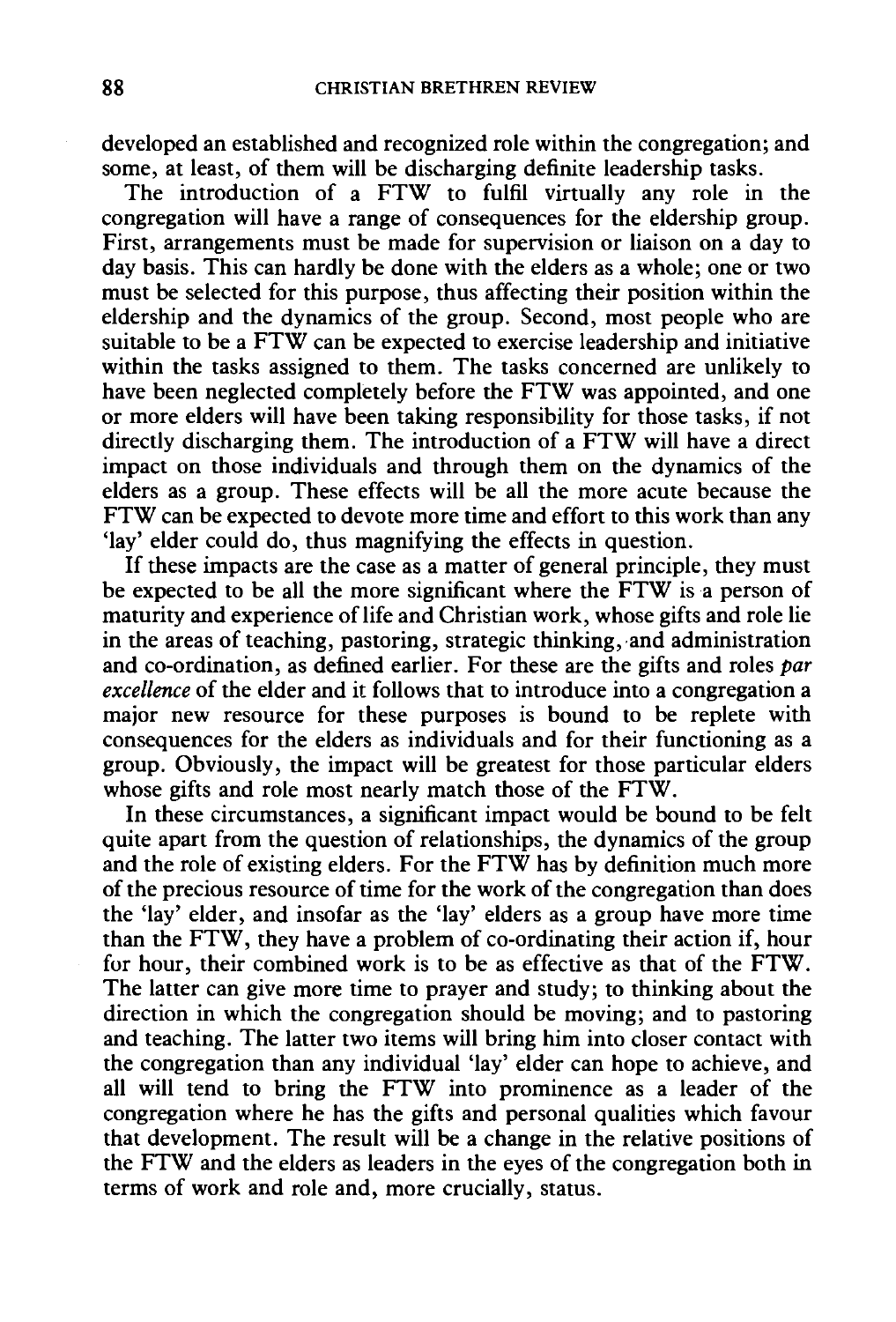developed an established and recognized role within the congregation; and some, at least, of them will be discharging definite leadership tasks.

The introduction of a FTW to fulfil virtually any role in the congregation will have a range of consequences for the eldership group. First, arrangements must be made for supervision or liaison on a day to day basis. This can hardly be done with the elders as a whole; one or two must be selected for this purpose, thus affecting their position within the eldership and the dynamics of the group. Second, most people who are suitable to be a FTW can be expected to exercise leadership and initiative within the tasks assigned to them. The tasks concerned are unlikely to have been neglected completely before the FTW was appointed, and one or more elders will have been taking responsibility for those tasks, if not directly discharging them. The introduction of a FTW will have a direct impact on those individuals and through them on the dynamics of the elders as a group. These effects will be all the more acute because the FTW can be expected to devote more time and effort to this work than any 'lay' elder could do, thus magnifying the effects in question.

If these impacts are the case as a matter of general principle, they must be expected to be all the more significant where the FTW is a person of maturity and experience of life and Christian work, whose gifts and role lie in the areas of teaching, pastoring, strategic thinking, and administration and co-ordination, as defined earlier. For these are the gifts and roles *par excellence* of the elder and it follows that to introduce into a congregation a major new resource for these purposes is bound to be replete with consequences for the elders as individuals and for their functioning as a group. Obviously, the impact will be greatest for those particular elders whose gifts and role most nearly match those of the FTW.

In these circumstances, a significant impact would be bound to be felt quite apart from the question of relationships, the dynamics of the group and the role of existing elders. For the FTW has by definition much more of the precious resource of time for the work of the congregation than does the 'lay' elder, and insofar as the 'lay' elders as a group have more time than the FTW, they have a problem of co-ordinating their action if, hour for hour, their combined work is to be as effective as that of the FTW. The latter can give more time to prayer and study; to thinking about the direction in which the congregation should be moving; and to pastoring and teaching. The latter two items will bring him into closer contact with the congregation than any individual 'lay' elder can hope to achieve, and all will tend to bring the FTW into prominence as a leader of the congregation where he has the gifts and personal qualities which favour that development. The result will be a change in the relative positions of the FTW and the elders as leaders in the eyes of the congregation both in terms of work and role and, more crucially, status.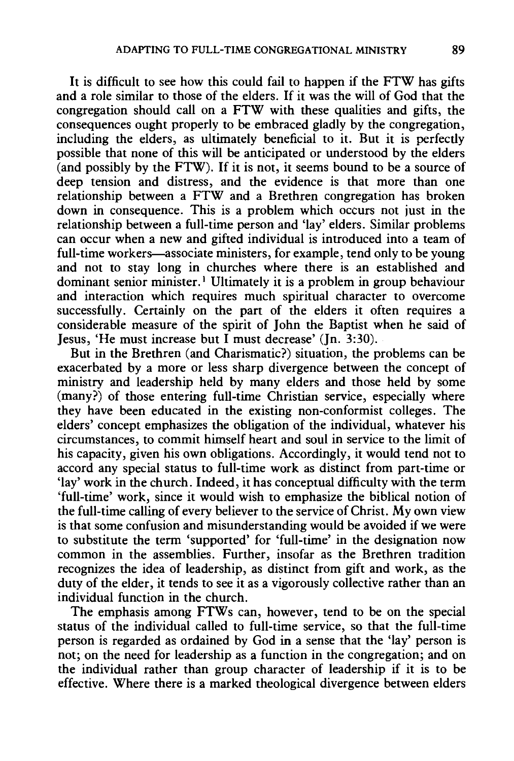It is difficult to see how this could fail to happen if the FTW has gifts and a role similar to those of the elders. If it was the will of God that the congregation should call on a FTW with these qualities and gifts, the consequences ought properly to be embraced gladly by the congregation, including the elders, as ultimately beneficial to it. But it is perfectly possible that none of this will be anticipated or understood by the elders (and possibly by the FTW). If it is not, it seems bound to be a source of deep tension and distress, and the evidence is that more than one relationship between a FTW and a Brethren congregation has broken down in consequence. This is a problem which occurs not just in the relationship between a full-time person and 'lay' elders. Similar problems can occur when a new and gifted individual is introduced into a team of full-time workers—associate ministers, for example, tend only to be young and not to stay long in churches where there is an established and dominant senior minister.[1] Ultimately it is a problem in group behaviour and interaction which requires much spiritual character to overcome successfully. Certainly on the part of the elders it often requires a considerable measure of the spirit of John the Baptist when he said of Jesus, 'He must increase but I must decrease' (Jn. 3:30).

But in the Brethren (and Charismatic?) situation, the problems can be exacerbated by a more or less sharp divergence between the concept of ministry and leadership held by many elders and those held by some (many?) of those entering full-time Christian service, especially where they have been educated in the existing non-conformist colleges. The elders' concept emphasizes the obligation of the individual, whatever his circumstances, to commit himself heart and soul in service to the limit of his capacity, given his own obligations. Accordingly, it would tend not to accord any special status to full-time work as distinct from part-time or 'lay' work in the church. Indeed, it has conceptual difficulty with the term 'full-time' work, since it would wish to emphasize the biblical notion of the full-time calling of every believer to the service of Christ. My own view is that some confusion and misunderstanding would be avoided if we were to substitute the term 'supported' for 'full-time' in the designation now common in the assemblies. Further, insofar as the Brethren tradition recognizes the idea of leadership, as distinct from gift and work, as the duty of the elder, it tends to see it as a vigorously collective rather than an individual function in the church.

The emphasis among FTWs can, however, tend to be on the special status of the individual called to full-time service, so that the full-time person is regarded as ordained by God in a sense that the 'lay' person is not; on the need for leadership as a function in the congregation; and on the individual rather than group character of leadership if it is to be effective. Where there is a marked theological divergence between elders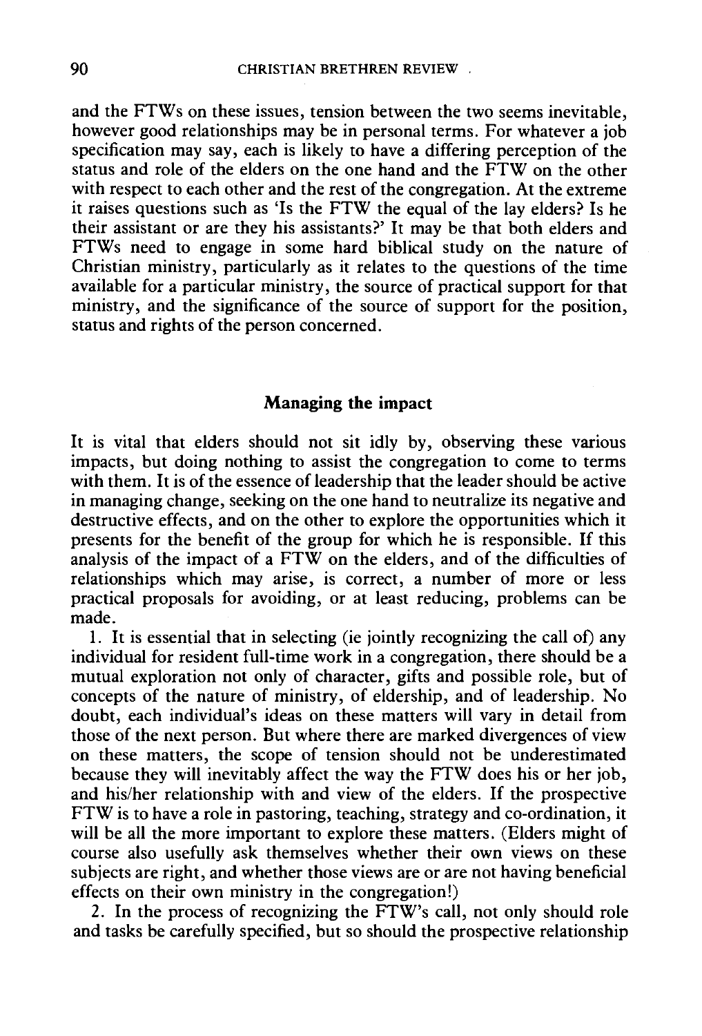and the FTWs on these issues, tension between the two seems inevitable, however good relationships may be in personal terms. For whatever a job specification may say, each is likely to have a differing perception of the status and role of the elders on the one hand and the FTW on the other with respect to each other and the rest of the congregation. At the extreme it raises questions such as 'Is the FTW the equal of the lay elders? Is he their assistant or are they his assistants?' It may be that both elders and FTWs need to engage in some hard biblical study on the nature of Christian ministry, particularly as it relates to the questions of the time available for a particular ministry, the source of practical support for that ministry, and the significance of the source of support for the position, status and rights of the person concerned.

## Managing the impact

It is vital that elders should not sit idly by, observing these various impacts, but doing nothing to assist the congregation to come to terms with them. It is of the essence of leadership that the leader should be active in managing change, seeking on the one hand to neutralize its negative and destructive effects, and on the other to explore the opportunities which it presents for the benefit of the group for which he is responsible. If this analysis of the impact of a FTW on the elders, and of the difficulties of relationships which may arise, is correct, a number of more or less practical proposals for avoiding, or at least reducing, problems can be made.

1. It is essential that in selecting (ie jointly recognizing the call of) any individual for resident full-time work in a congregation, there should be a mutual exploration not only of character, gifts and possible role, but of concepts of the nature of ministry, of eldership, and of leadership. No doubt, each individual's ideas on these matters will vary in detail from those of the next person. But where there are marked divergences of view on these matters, the scope of tension should not be underestimated because they will inevitably affect the way the FTW does his or her job, and his/her relationship with and view of the elders. If the prospective FTW is to have a role in pastoring, teaching, strategy and co-ordination, it will be all the more important to explore these matters. (Elders might of course also usefully ask themselves whether their own views on these subjects are right, and whether those views are or are not having beneficial effects on their own ministry in the congregation!)

2. In the process of recognizing the FTW's call, not only should role and tasks be carefully specified, but so should the prospective relationship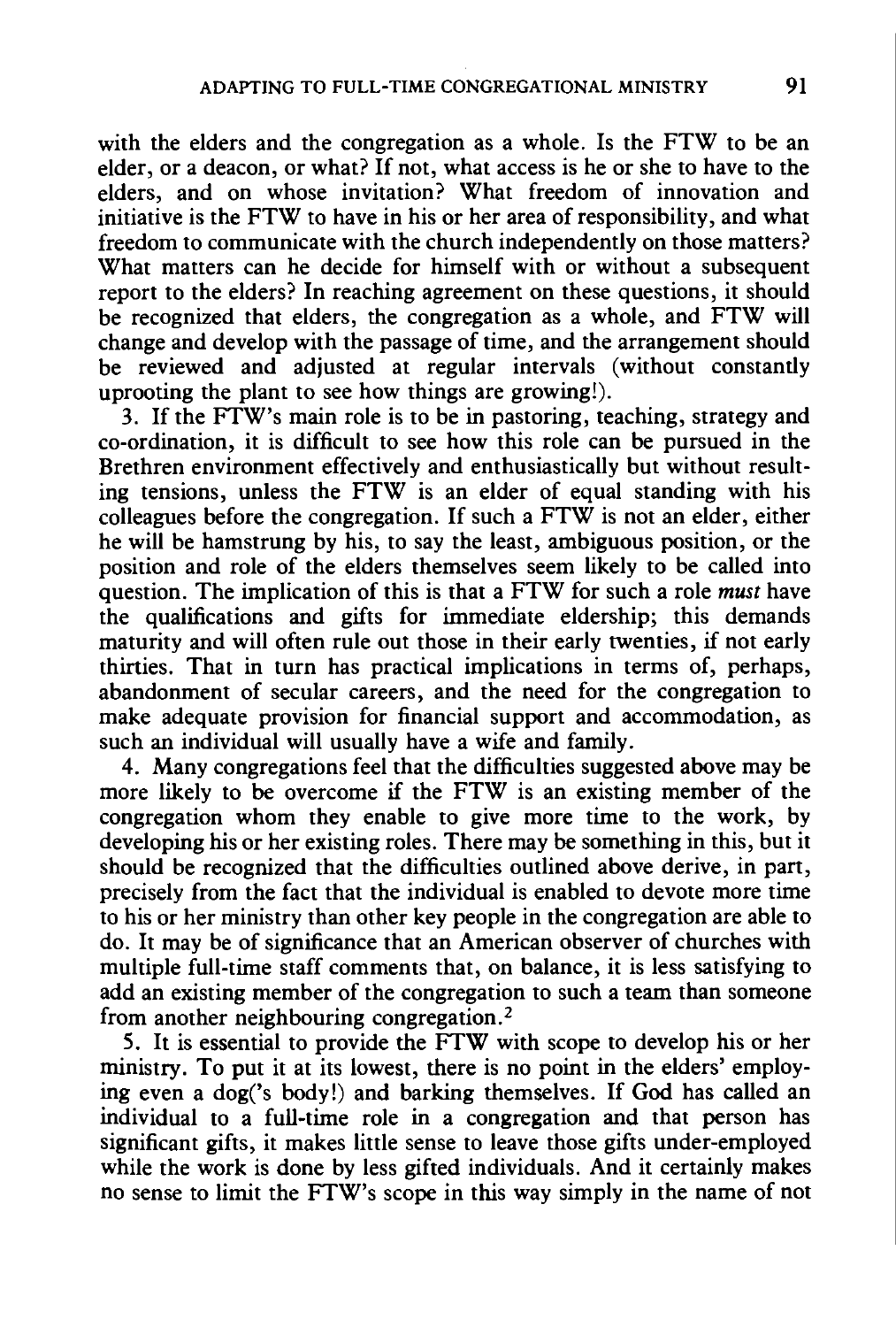with the elders and the congregation as a whole. Is the FTW to be an elder, or a deacon, or what? If not, what access is he or she to have to the elders, and on whose invitation? What freedom of innovation and initiative is the FTW to have in his or her area of responsibility, and what freedom to communicate with the church independently on those matters? What matters can he decide for himself with or without a subsequent report to the elders? In reaching agreement on these questions, it should be recognized that elders, the congregation as a whole, and FTW will change and develop with the passage of time, and the arrangement should be reviewed and adjusted at regular intervals (without constantly uprooting the plant to see how things are growing!).

3. If the FTW's main role is to be in pastoring, teaching, strategy and co-ordination, it is difficult to see how this role can be pursued in the Brethren environment effectively and enthusiastically but without resulting tensions, unless the FTW is an elder of equal standing with his colleagues before the congregation. If such a FTW is not an elder, either he will be hamstrung by his, to say the least, ambiguous position, or the position and role of the elders themselves seem likely to be called into question. The implication of this is that a FTW for such a role *must* have the qualifications and gifts for immediate eldership; this demands maturity and will often rule out those in their early twenties, if not early thirties. That in turn has practical implications in terms of, perhaps, abandonment of secular careers, and the need for the congregation to make adequate provision for financial support and accommodation, as such an individual will usually have a wife and family.

4. Many congregations feel that the difficulties suggested above may be more likely to be overcome if the FTW is an existing member of the congregation whom they enable to give more time to the work, by developing his or her existing roles. There may be something in this, but it should be recognized that the difficulties outlined above derive, in part, precisely from the fact that the individual is enabled to devote more time to his or her ministry than other key people in the congregation are able to do. It may be of significance that an American observer of churches with multiple full-time staff comments that, on balance, it is less satisfying to add an existing member of the congregation to such a team than someone from another neighbouring congregation.[2]

5. It is essential to provide the FTW with scope to develop his or her ministry. To put it at its lowest, there is no point in the elders' employing even a dog('s body!) and barking themselves. If God has called an individual to a full-time role in a congregation and that person has significant gifts, it makes little sense to leave those gifts under-employed while the work is done by less gifted individuals. And it certainly makes no sense to limit the FTW's scope in this way simply in the name of not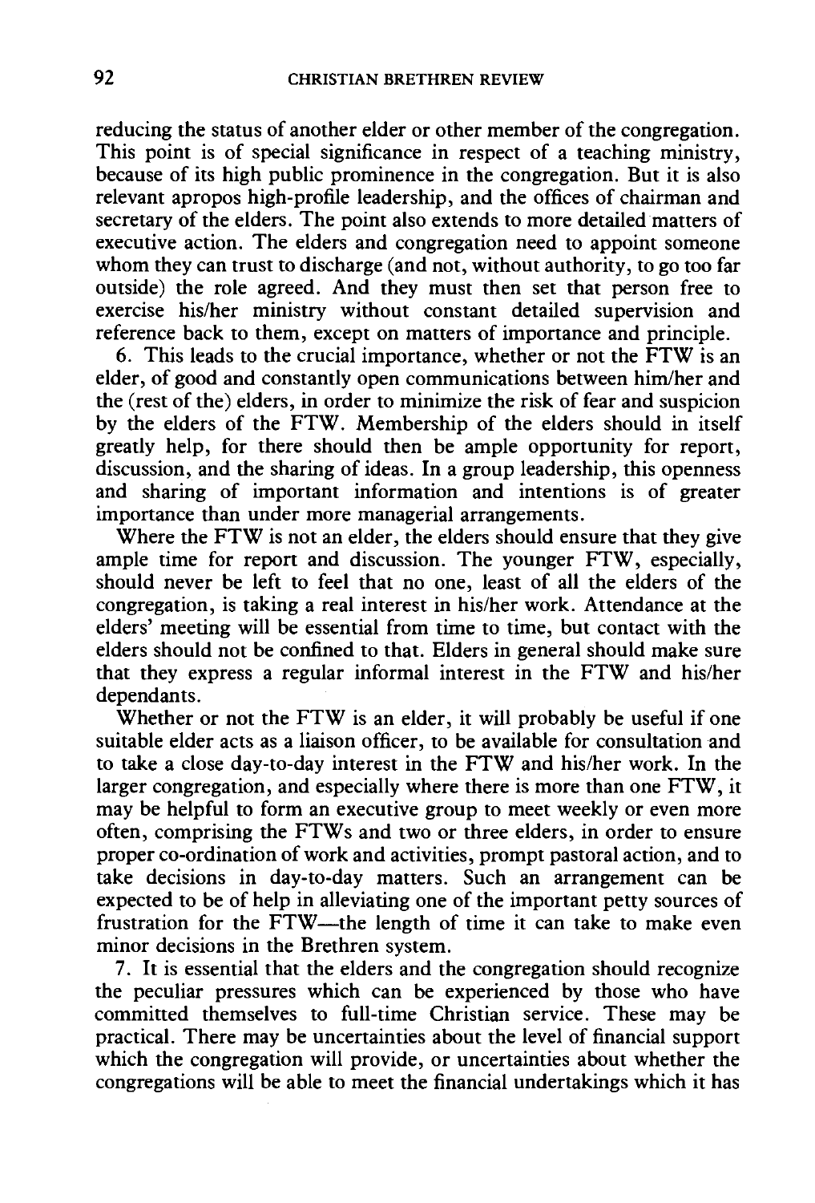reducing the status of another elder or other member of the congregation. This point is of special significance in respect of a teaching ministry, because of its high public prominence in the congregation. But it is also relevant apropos high-profile leadership, and the offices of chairman and secretary of the elders. The point also extends to more detailed matters of executive action. The elders and congregation need to appoint someone whom they can trust to discharge (and not, without authority, to go too far outside) the role agreed. And they must then set that person free to exercise his/her ministry without constant detailed supervision and reference back to them, except on matters of importance and principle.

6. This leads to the crucial importance, whether or not the FTW is an elder, of good and constantly open communications between him/her and the (rest of the) elders, in order to minimize the risk of fear and suspicion by the elders of the FTW. Membership of the elders should in itself greatly help, for there should then be ample opportunity for report, discussion, and the sharing of ideas. In a group leadership, this openness and sharing of important information and intentions is of greater importance than under more managerial arrangements.

Where the FTW is not an elder, the elders should ensure that they give ample time for report and discussion. The younger FTW, especially, should never be left to feel that no one, least of all the elders of the congregation, is taking a real interest in his/her work. Attendance at the elders' meeting will be essential from time to time, but contact with the elders should not be confined to that. Elders in general should make sure that they express a regular informal interest in the FTW and his/her dependants.

Whether or not the FTW is an elder, it will probably be useful if one suitable elder acts as a liaison officer, to be available for consultation and to take a close day-to-day interest in the FTW and his/her work. In the larger congregation, and especially where there is more than one FTW, it may be helpful to form an executive group to meet weekly or even more often, comprising the FTWs and two or three elders, in order to ensure proper co-ordination of work and activities, prompt pastoral action, and to take decisions in day-to-day matters. Such an arrangement can be expected to be of help in alleviating one of the important petty sources of frustration for the FTW—the length of time it can take to make even minor decisions in the Brethren system.

7. It is essential that the elders and the congregation should recognize the peculiar pressures which can be experienced by those who have committed themselves to full-time Christian service. These may be practical. There may be uncertainties about the level of financial support which the congregation will provide, or uncertainties about whether the congregations will be able to meet the financial undertakings which it has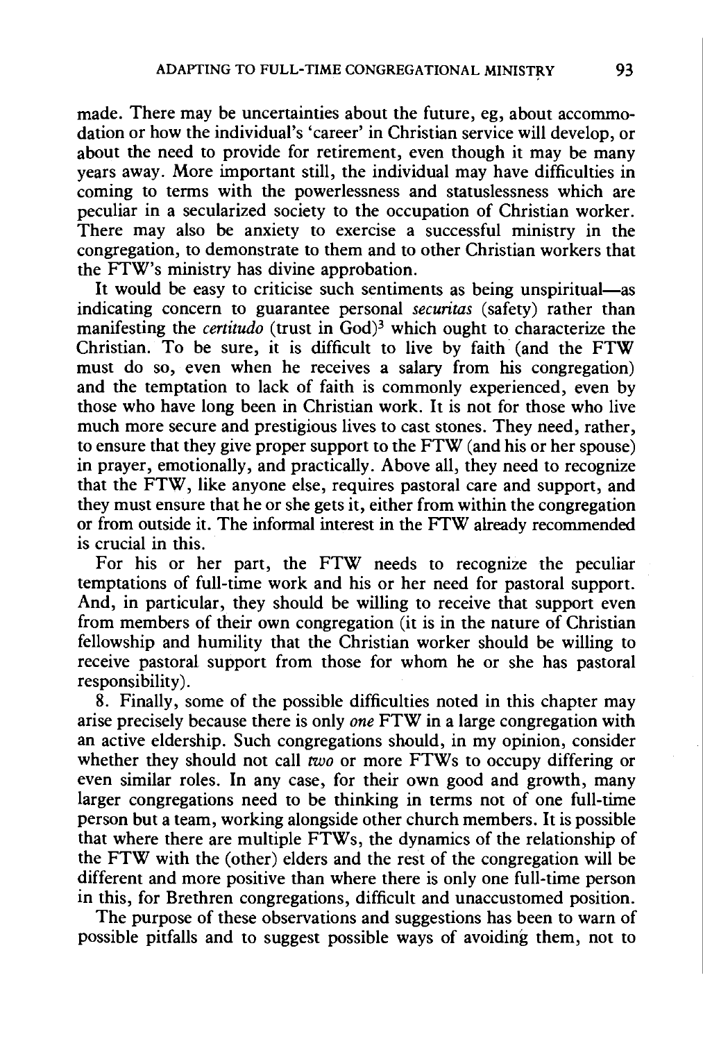made. There may be uncertainties about the future, eg, about accommodation or how the individual's 'career' in Christian service will develop, or about the need to provide for retirement, even though it may be many years away. More important still, the individual may have difficulties in coming to terms with the powerlessness and statuslessness which are peculiar in a secularized society to the occupation of Christian worker. There may also be anxiety to exercise a successful ministry in the congregation, to demonstrate to them and to other Christian workers that the FTW's ministry has divine approbation.

It would be easy to criticise such sentiments as being unspiritual—as indicating concern to guarantee personal *securitas* (safety) rather than manifesting the *certitudo* (trust in God)[3] which ought to characterize the Christian. To be sure, it is difficult to live by faith (and the FTW must do so, even when he receives a salary from his congregation) and the temptation to lack of faith is commonly experienced, even by those who have long been in Christian work. It is not for those who live much more secure and prestigious lives to cast stones. They need, rather, to ensure that they give proper support to the FTW (and his or her spouse) in prayer, emotionally, and practically. Above all, they need to recognize that the FTW, like anyone else, requires pastoral care and support, and they must ensure that he or she gets it, either from within the congregation or from outside it. The informal interest in the FTW already recommended is crucial in this.

For his or her part, the FTW needs to recognize the peculiar temptations of full-time work and his or her need for pastoral support. And, in particular, they should be willing to receive that support even from members of their own congregation (it is in the nature of Christian fellowship and humility that the Christian worker should be willing to receive pastoral support from those for whom he or she has pastoral responsibility).

8. Finally, some of the possible difficulties noted in this chapter may arise precisely because there is only *one* FTW in a large congregation with an active eldership. Such congregations should, in my opinion, consider whether they should not call *two* or more FTWs to occupy differing or even similar roles. In any case, for their own good and growth, many larger congregations need to be thinking in terms not of one full-time person but a team, working alongside other church members. It is possible that where there are multiple FTWs, the dynamics of the relationship of the FTW with the (other) elders and the rest of the congregation will be different and more positive than where there is only one full-time person in this, for Brethren congregations, difficult and unaccustomed position.

The purpose of these observations and suggestions has been to warn of possible pitfalls and to suggest possible ways of avoiding them, not to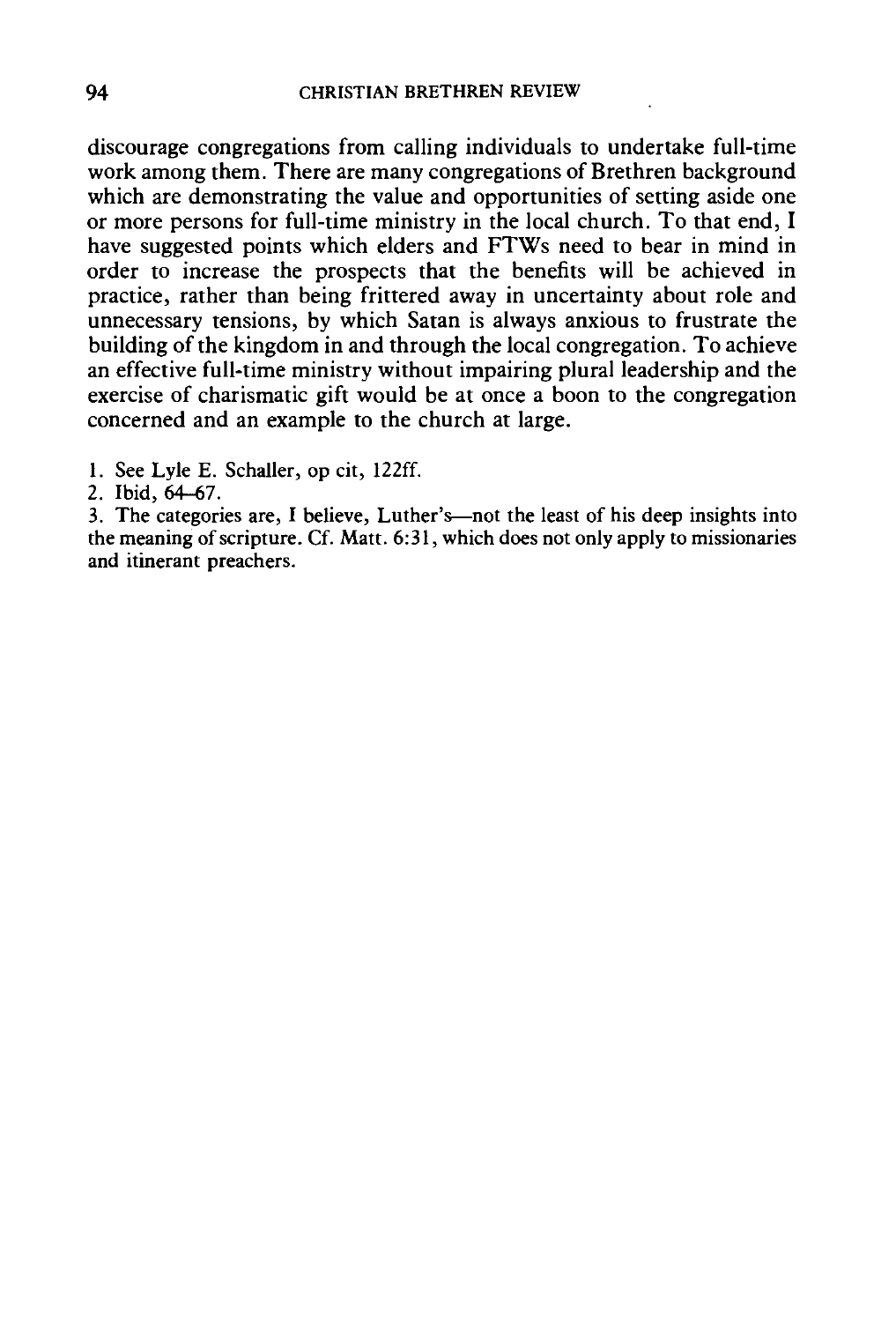discourage congregations from calling individuals to undertake full-time work among them. There are many congregations of Brethren background which are demonstrating the value and opportunities of setting aside one or more persons for full-time ministry in the local church. To that end, I have suggested points which elders and FTWs need to bear in mind in order to increase the prospects that the benefits will be achieved in practice, rather than being frittered away in uncertainty about role and unnecessary tensions, by which Satan is always anxious to frustrate the building of the kingdom in and through the local congregation. To achieve an effective full-time ministry without impairing plural leadership and the exercise of charismatic gift would be at once a boon to the congregation concerned and an example to the church at large.

1. See Lyle E. Schaller, op cit, 122ff.
2. Ibid, 64–67.
3. The categories are, I believe, Luther's—not the least of his deep insights into the meaning of scripture. Cf. Matt. 6:31, which does not only apply to missionaries and itinerant preachers.